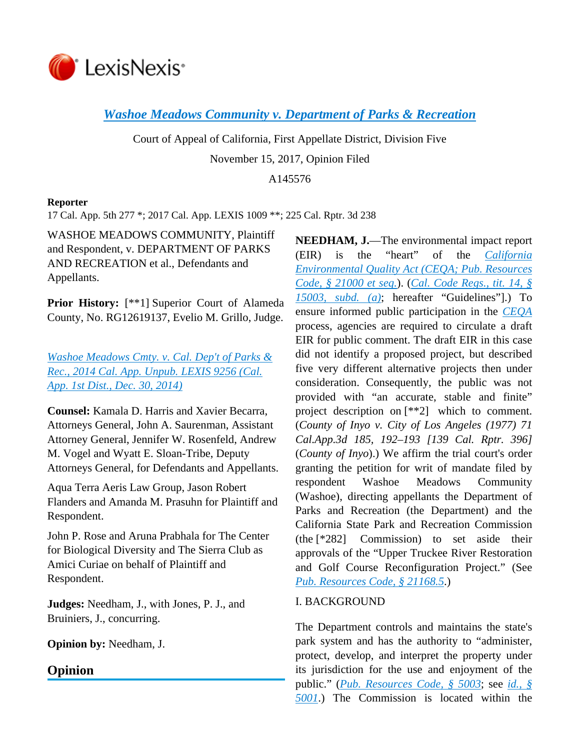# *Washoe Meadows Community v. Department of Parks & Recreation*

Court of Appeal of California, First Appellate District, Division Five

November 15, 2017, Opinion Filed

A145576

**Reporter**

17 Cal. App. 5th 277 *; 2017 Cal. App. LEXIS 1009 **; 225 Cal. Rptr. 3d 238

WASHOE MEADOWS COMMUNITY, Plaintiff and Respondent, v. DEPARTMENT OF PARKS AND RECREATION et al., Defendants and Appellants.

**Prior History:** [**1] Superior Court of Alameda County, No. RG12619137, Evelio M. Grillo, Judge.

*Washoe Meadows Cmty. v. Cal. Dep't of Parks & Rec., 2014 Cal. App. Unpub. LEXIS 9256 (Cal. App. 1st Dist., Dec. 30, 2014)*

**Counsel:** Kamala D. Harris and Xavier Becarra, Attorneys General, John A. Saurenman, Assistant Attorney General, Jennifer W. Rosenfeld, Andrew M. Vogel and Wyatt E. Sloan-Tribe, Deputy Attorneys General, for Defendants and Appellants.

Aqua Terra Aeris Law Group, Jason Robert Flanders and Amanda M. Prasuhn for Plaintiff and Respondent.

John P. Rose and Aruna Prabhala for The Center for Biological Diversity and The Sierra Club as Amici Curiae on behalf of Plaintiff and Respondent.

**Judges:** Needham, J., with Jones, P. J., and Bruiniers, J., concurring.

**Opinion by:** Needham, J.

## Opinion

**NEEDHAM, J.**—The environmental impact report (EIR) is the "heart" of the *California Environmental Quality Act (CEQA; Pub. Resources Code, § 21000 et seq.*). (*Cal. Code Regs., tit. 14, § 15003, subd. (a)*; hereafter "Guidelines".) To ensure informed public participation in the *CEQA* process, agencies are required to circulate a draft EIR for public comment. The draft EIR in this case did not identify a proposed project, but described five very different alternative projects then under consideration. Consequently, the public was not provided with "an accurate, stable and finite" project description on [**2] which to comment. (*County of Inyo v. City of Los Angeles (1977) 71 Cal.App.3d 185, 192–193 [139 Cal. Rptr. 396]* (*County of Inyo*).) We affirm the trial court's order granting the petition for writ of mandate filed by respondent Washoe Meadows Community (Washoe), directing appellants the Department of Parks and Recreation (the Department) and the California State Park and Recreation Commission (the [*282] Commission) to set aside their approvals of the "Upper Truckee River Restoration and Golf Course Reconfiguration Project." (See *Pub. Resources Code, § 21168.5*.)

I. BACKGROUND

The Department controls and maintains the state's park system and has the authority to "administer, protect, develop, and interpret the property under its jurisdiction for the use and enjoyment of the public." (*Pub. Resources Code, § 5003*; see *id., § 5001*.) The Commission is located within the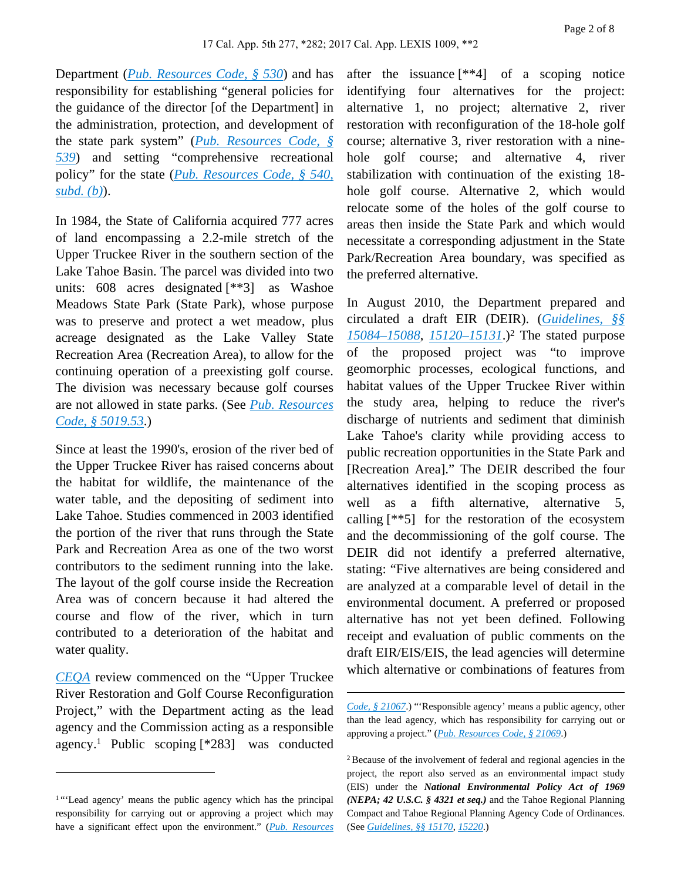Department (*Pub. Resources Code, § 530*) and has responsibility for establishing "general policies for the guidance of the director [of the Department] in the administration, protection, and development of the state park system" (*Pub. Resources Code, § 539*) and setting "comprehensive recreational policy" for the state (*Pub. Resources Code, § 540, subd. (b)*).

In 1984, the State of California acquired 777 acres of land encompassing a 2.2-mile stretch of the Upper Truckee River in the southern section of the Lake Tahoe Basin. The parcel was divided into two units: 608 acres designated [**3] as Washoe Meadows State Park (State Park), whose purpose was to preserve and protect a wet meadow, plus acreage designated as the Lake Valley State Recreation Area (Recreation Area), to allow for the continuing operation of a preexisting golf course. The division was necessary because golf courses are not allowed in state parks. (See *Pub. Resources Code, § 5019.53*.)

Since at least the 1990's, erosion of the river bed of the Upper Truckee River has raised concerns about the habitat for wildlife, the maintenance of the water table, and the depositing of sediment into Lake Tahoe. Studies commenced in 2003 identified the portion of the river that runs through the State Park and Recreation Area as one of the two worst contributors to the sediment running into the lake. The layout of the golf course inside the Recreation Area was of concern because it had altered the course and flow of the river, which in turn contributed to a deterioration of the habitat and water quality.

*CEQA* review commenced on the "Upper Truckee River Restoration and Golf Course Reconfiguration Project," with the Department acting as the lead agency and the Commission acting as a responsible agency.[1] Public scoping [*283] was conducted after the issuance [**4] of a scoping notice identifying four alternatives for the project: alternative 1, no project; alternative 2, river restoration with reconfiguration of the 18-hole golf course; alternative 3, river restoration with a nine-hole golf course; and alternative 4, river stabilization with continuation of the existing 18-hole golf course. Alternative 2, which would relocate some of the holes of the golf course to areas then inside the State Park and which would necessitate a corresponding adjustment in the State Park/Recreation Area boundary, was specified as the preferred alternative.

In August 2010, the Department prepared and circulated a draft EIR (DEIR). (*Guidelines, §§ 15084–15088*, *15120–15131*.)[2] The stated purpose of the proposed project was "to improve geomorphic processes, ecological functions, and habitat values of the Upper Truckee River within the study area, helping to reduce the river's discharge of nutrients and sediment that diminish Lake Tahoe's clarity while providing access to public recreation opportunities in the State Park and [Recreation Area]." The DEIR described the four alternatives identified in the scoping process as well as a fifth alternative, alternative 5, calling [**5] for the restoration of the ecosystem and the decommissioning of the golf course. The DEIR did not identify a preferred alternative, stating: "Five alternatives are being considered and are analyzed at a comparable level of detail in the environmental document. A preferred or proposed alternative has not yet been defined. Following receipt and evaluation of public comments on the draft EIR/EIS/EIS, the lead agencies will determine which alternative or combinations of features from

---

[1] "'Lead agency' means the public agency which has the principal responsibility for carrying out or approving a project which may have a significant effect upon the environment." (*Pub. Resources Code, § 21067*.) "'Responsible agency' means a public agency, other than the lead agency, which has responsibility for carrying out or approving a project." (*Pub. Resources Code, § 21069*.)

[2] Because of the involvement of federal and regional agencies in the project, the report also served as an environmental impact study (EIS) under the ***National Environmental Policy Act of 1969 (NEPA; 42 U.S.C. § 4321 et seq.)*** and the Tahoe Regional Planning Compact and Tahoe Regional Planning Agency Code of Ordinances. (See *Guidelines, §§ 15170*, *15220*.)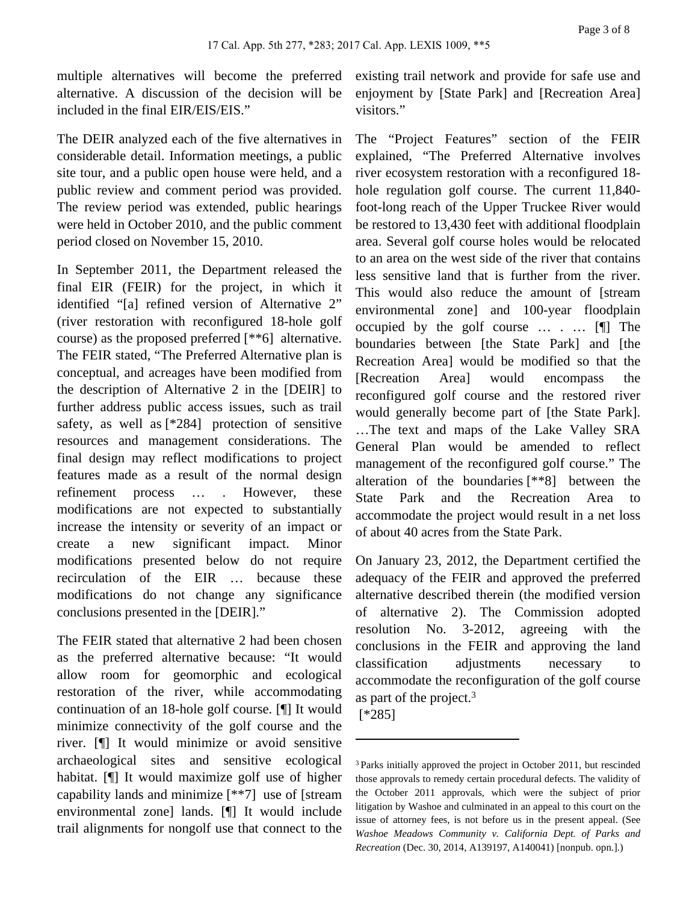multiple alternatives will become the preferred alternative. A discussion of the decision will be included in the final EIR/EIS/EIS."

The DEIR analyzed each of the five alternatives in considerable detail. Information meetings, a public site tour, and a public open house were held, and a public review and comment period was provided. The review period was extended, public hearings were held in October 2010, and the public comment period closed on November 15, 2010.

In September 2011, the Department released the final EIR (FEIR) for the project, in which it identified "[a] refined version of Alternative 2" (river restoration with reconfigured 18-hole golf course) as the proposed preferred [**6] alternative. The FEIR stated, "The Preferred Alternative plan is conceptual, and acreages have been modified from the description of Alternative 2 in the [DEIR] to further address public access issues, such as trail safety, as well as [*284] protection of sensitive resources and management considerations. The final design may reflect modifications to project features made as a result of the normal design refinement process … . However, these modifications are not expected to substantially increase the intensity or severity of an impact or create a new significant impact. Minor modifications presented below do not require recirculation of the EIR … because these modifications do not change any significance conclusions presented in the [DEIR]."

The FEIR stated that alternative 2 had been chosen as the preferred alternative because: "It would allow room for geomorphic and ecological restoration of the river, while accommodating continuation of an 18-hole golf course. [¶] It would minimize connectivity of the golf course and the river. [¶] It would minimize or avoid sensitive archaeological sites and sensitive ecological habitat. [¶] It would maximize golf use of higher capability lands and minimize [**7] use of [stream environmental zone] lands. [¶] It would include trail alignments for nongolf use that connect to the existing trail network and provide for safe use and enjoyment by [State Park] and [Recreation Area] visitors."

The "Project Features" section of the FEIR explained, "The Preferred Alternative involves river ecosystem restoration with a reconfigured 18-hole regulation golf course. The current 11,840-foot-long reach of the Upper Truckee River would be restored to 13,430 feet with additional floodplain area. Several golf course holes would be relocated to an area on the west side of the river that contains less sensitive land that is further from the river. This would also reduce the amount of [stream environmental zone] and 100-year floodplain occupied by the golf course … . … [¶] The boundaries between [the State Park] and [the Recreation Area] would be modified so that the [Recreation Area] would encompass the reconfigured golf course and the restored river would generally become part of [the State Park]. …The text and maps of the Lake Valley SRA General Plan would be amended to reflect management of the reconfigured golf course." The alteration of the boundaries [**8] between the State Park and the Recreation Area to accommodate the project would result in a net loss of about 40 acres from the State Park.

On January 23, 2012, the Department certified the adequacy of the FEIR and approved the preferred alternative described therein (the modified version of alternative 2). The Commission adopted resolution No. 3-2012, agreeing with the conclusions in the FEIR and approving the land classification adjustments necessary to accommodate the reconfiguration of the golf course as part of the project.[3]

[*285]

---

[3] Parks initially approved the project in October 2011, but rescinded those approvals to remedy certain procedural defects. The validity of the October 2011 approvals, which were the subject of prior litigation by Washoe and culminated in an appeal to this court on the issue of attorney fees, is not before us in the present appeal. (See *Washoe Meadows Community v. California Dept. of Parks and Recreation* (Dec. 30, 2014, A139197, A140041) [nonpub. opn.].)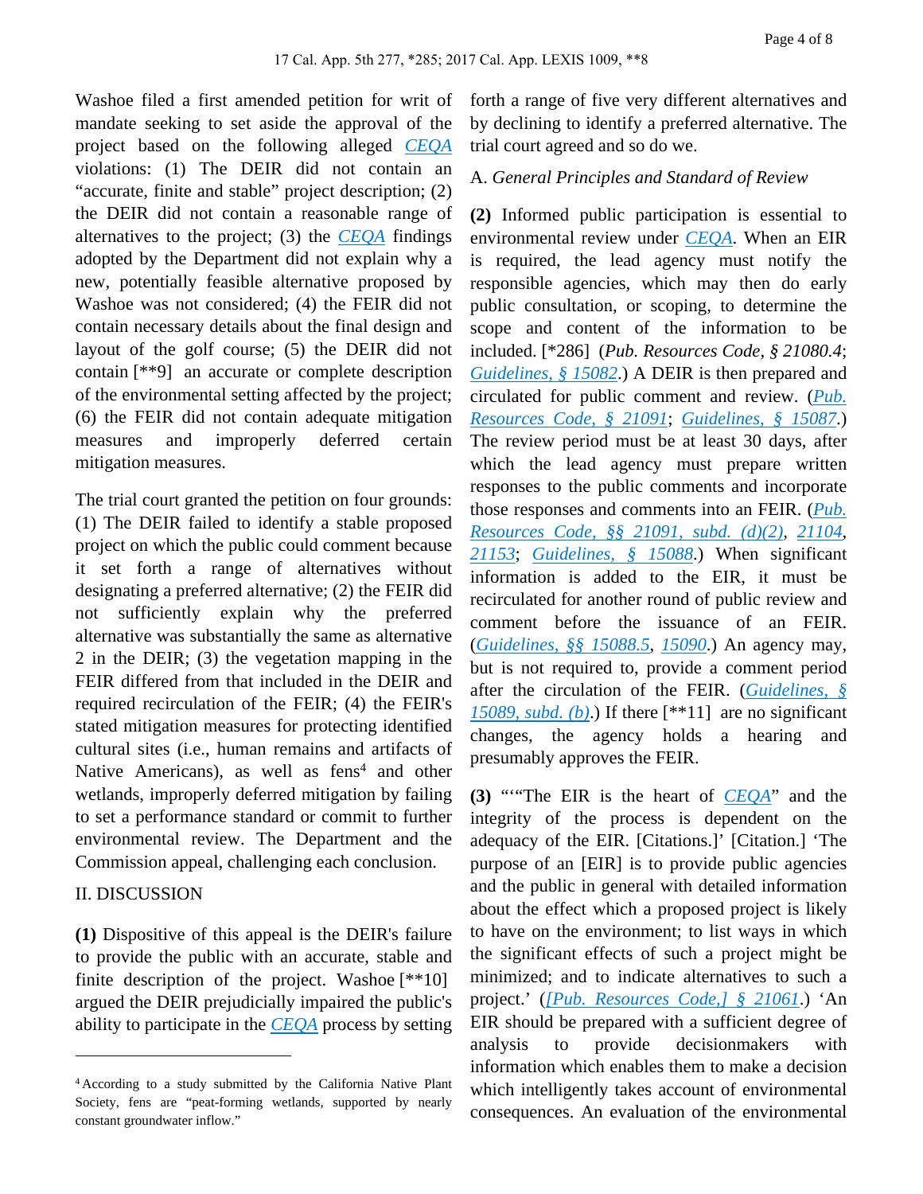Washoe filed a first amended petition for writ of mandate seeking to set aside the approval of the project based on the following alleged *CEQA* violations: (1) The DEIR did not contain an "accurate, finite and stable" project description; (2) the DEIR did not contain a reasonable range of alternatives to the project; (3) the *CEQA* findings adopted by the Department did not explain why a new, potentially feasible alternative proposed by Washoe was not considered; (4) the FEIR did not contain necessary details about the final design and layout of the golf course; (5) the DEIR did not contain [**9] an accurate or complete description of the environmental setting affected by the project; (6) the FEIR did not contain adequate mitigation measures and improperly deferred certain mitigation measures.

The trial court granted the petition on four grounds: (1) The DEIR failed to identify a stable proposed project on which the public could comment because it set forth a range of alternatives without designating a preferred alternative; (2) the FEIR did not sufficiently explain why the preferred alternative was substantially the same as alternative 2 in the DEIR; (3) the vegetation mapping in the FEIR differed from that included in the DEIR and required recirculation of the FEIR; (4) the FEIR's stated mitigation measures for protecting identified cultural sites (i.e., human remains and artifacts of Native Americans), as well as fens[4] and other wetlands, improperly deferred mitigation by failing to set a performance standard or commit to further environmental review. The Department and the Commission appeal, challenging each conclusion.

II. DISCUSSION

**(1)** Dispositive of this appeal is the DEIR's failure to provide the public with an accurate, stable and finite description of the project. Washoe [**10] argued the DEIR prejudicially impaired the public's ability to participate in the *CEQA* process by setting forth a range of five very different alternatives and by declining to identify a preferred alternative. The trial court agreed and so do we.

A. *General Principles and Standard of Review*

**(2)** Informed public participation is essential to environmental review under *CEQA*. When an EIR is required, the lead agency must notify the responsible agencies, which may then do early public consultation, or scoping, to determine the scope and content of the information to be included. [*286] (*Pub. Resources Code, § 21080.4*; *Guidelines, § 15082*.) A DEIR is then prepared and circulated for public comment and review. (*Pub. Resources Code, § 21091*; *Guidelines, § 15087*.) The review period must be at least 30 days, after which the lead agency must prepare written responses to the public comments and incorporate those responses and comments into an FEIR. (*Pub. Resources Code, §§ 21091, subd. (d)(2)*, *21104*, *21153*; *Guidelines, § 15088*.) When significant information is added to the EIR, it must be recirculated for another round of public review and comment before the issuance of an FEIR. (*Guidelines, §§ 15088.5*, *15090*.) An agency may, but is not required to, provide a comment period after the circulation of the FEIR. (*Guidelines, § 15089, subd. (b)*.) If there [**11] are no significant changes, the agency holds a hearing and presumably approves the FEIR.

**(3)** "'"The EIR is the heart of *CEQA*" and the integrity of the process is dependent on the adequacy of the EIR. [Citations.]' [Citation.] 'The purpose of an [EIR] is to provide public agencies and the public in general with detailed information about the effect which a proposed project is likely to have on the environment; to list ways in which the significant effects of such a project might be minimized; and to indicate alternatives to such a project.' (*[Pub. Resources Code,] § 21061*.) 'An EIR should be prepared with a sufficient degree of analysis to provide decisionmakers with information which enables them to make a decision which intelligently takes account of environmental consequences. An evaluation of the environmental

---

[4] According to a study submitted by the California Native Plant Society, fens are "peat-forming wetlands, supported by nearly constant groundwater inflow."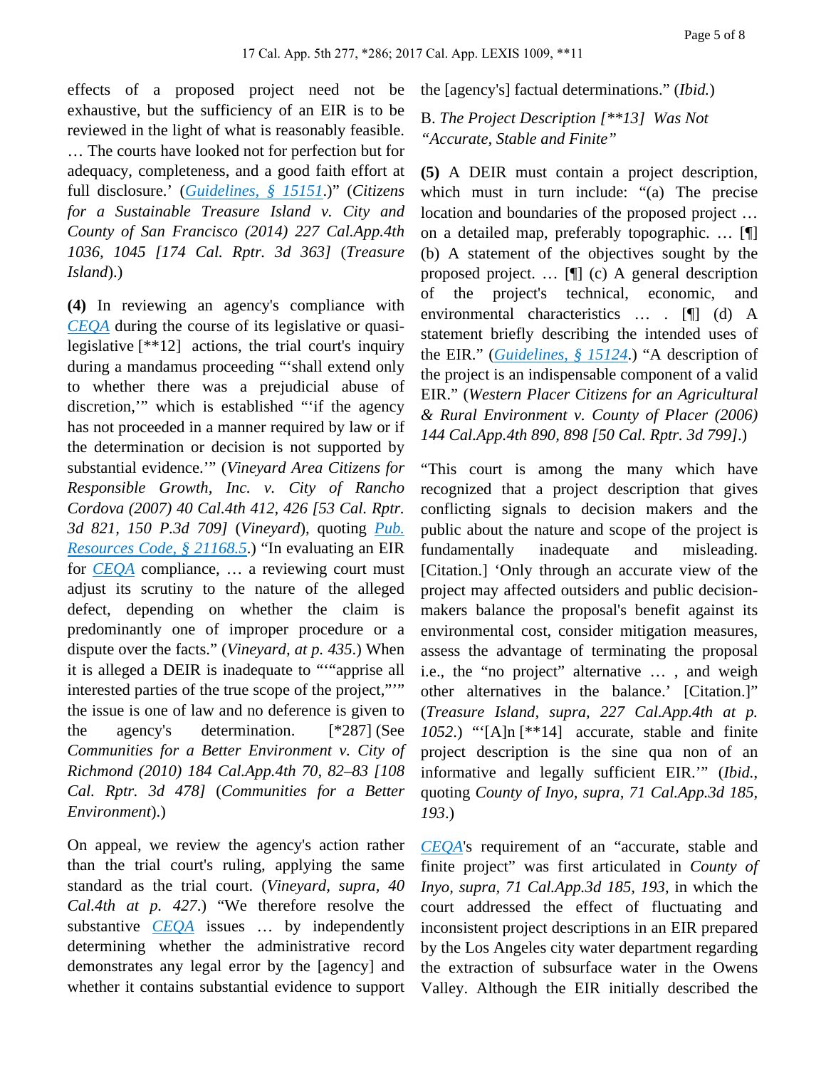effects of a proposed project need not be exhaustive, but the sufficiency of an EIR is to be reviewed in the light of what is reasonably feasible. … The courts have looked not for perfection but for adequacy, completeness, and a good faith effort at full disclosure.' (Guidelines, § 15151.)" (*Citizens for a Sustainable Treasure Island v. City and County of San Francisco (2014) 227 Cal.App.4th 1036, 1045 [174 Cal. Rptr. 3d 363]* (*Treasure Island*).)

**(4)** In reviewing an agency's compliance with CEQA during the course of its legislative or quasi-legislative [**12] actions, the trial court's inquiry during a mandamus proceeding "'shall extend only to whether there was a prejudicial abuse of discretion,'" which is established "'if the agency has not proceeded in a manner required by law or if the determination or decision is not supported by substantial evidence.'" (*Vineyard Area Citizens for Responsible Growth, Inc. v. City of Rancho Cordova (2007) 40 Cal.4th 412, 426 [53 Cal. Rptr. 3d 821, 150 P.3d 709]* (*Vineyard*), quoting Pub. Resources Code, § 21168.5.) "In evaluating an EIR for CEQA compliance, … a reviewing court must adjust its scrutiny to the nature of the alleged defect, depending on whether the claim is predominantly one of improper procedure or a dispute over the facts." (*Vineyard, at p. 435*.) When it is alleged a DEIR is inadequate to "'"apprise all interested parties of the true scope of the project,"'" the issue is one of law and no deference is given to the agency's determination. [*287] (See *Communities for a Better Environment v. City of Richmond (2010) 184 Cal.App.4th 70, 82–83 [108 Cal. Rptr. 3d 478]* (*Communities for a Better Environment*).)

On appeal, we review the agency's action rather than the trial court's ruling, applying the same standard as the trial court. (*Vineyard, supra, 40 Cal.4th at p. 427*.) "We therefore resolve the substantive CEQA issues … by independently determining whether the administrative record demonstrates any legal error by the [agency] and whether it contains substantial evidence to support the [agency's] factual determinations." (*Ibid.*)

B. *The Project Description [**13] Was Not "Accurate, Stable and Finite"*

**(5)** A DEIR must contain a project description, which must in turn include: "(a) The precise location and boundaries of the proposed project … on a detailed map, preferably topographic. … [¶] (b) A statement of the objectives sought by the proposed project. … [¶] (c) A general description of the project's technical, economic, and environmental characteristics … . [¶] (d) A statement briefly describing the intended uses of the EIR." (Guidelines, § 15124.) "A description of the project is an indispensable component of a valid EIR." (*Western Placer Citizens for an Agricultural & Rural Environment v. County of Placer (2006) 144 Cal.App.4th 890, 898 [50 Cal. Rptr. 3d 799]*.)

"This court is among the many which have recognized that a project description that gives conflicting signals to decision makers and the public about the nature and scope of the project is fundamentally inadequate and misleading. [Citation.] 'Only through an accurate view of the project may affected outsiders and public decision-makers balance the proposal's benefit against its environmental cost, consider mitigation measures, assess the advantage of terminating the proposal i.e., the "no project" alternative … , and weigh other alternatives in the balance.' [Citation.]" (*Treasure Island, supra, 227 Cal.App.4th at p. 1052*.) "'[A]n [**14] accurate, stable and finite project description is the sine qua non of an informative and legally sufficient EIR.'" (*Ibid.*, quoting *County of Inyo, supra, 71 Cal.App.3d 185, 193*.)

CEQA's requirement of an "accurate, stable and finite project" was first articulated in *County of Inyo, supra, 71 Cal.App.3d 185, 193*, in which the court addressed the effect of fluctuating and inconsistent project descriptions in an EIR prepared by the Los Angeles city water department regarding the extraction of subsurface water in the Owens Valley. Although the EIR initially described the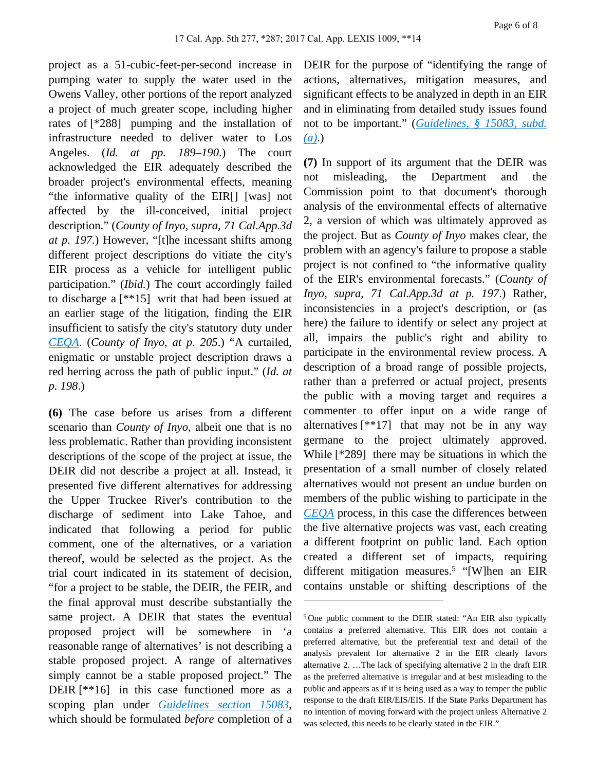project as a 51-cubic-feet-per-second increase in pumping water to supply the water used in the Owens Valley, other portions of the report analyzed a project of much greater scope, including higher rates of [*288] pumping and the installation of infrastructure needed to deliver water to Los Angeles. (*Id. at pp. 189–190*.) The court acknowledged the EIR adequately described the broader project's environmental effects, meaning "the informative quality of the EIR[] [was] not affected by the ill-conceived, initial project description." (*County of Inyo, supra, 71 Cal.App.3d at p. 197*.) However, "[t]he incessant shifts among different project descriptions do vitiate the city's EIR process as a vehicle for intelligent public participation." (*Ibid.*) The court accordingly failed to discharge a [**15] writ that had been issued at an earlier stage of the litigation, finding the EIR insufficient to satisfy the city's statutory duty under CEQA. (*County of Inyo, at p. 205*.) "A curtailed, enigmatic or unstable project description draws a red herring across the path of public input." (*Id. at p. 198*.)

**(6)** The case before us arises from a different scenario than *County of Inyo*, albeit one that is no less problematic. Rather than providing inconsistent descriptions of the scope of the project at issue, the DEIR did not describe a project at all. Instead, it presented five different alternatives for addressing the Upper Truckee River's contribution to the discharge of sediment into Lake Tahoe, and indicated that following a period for public comment, one of the alternatives, or a variation thereof, would be selected as the project. As the trial court indicated in its statement of decision, "for a project to be stable, the DEIR, the FEIR, and the final approval must describe substantially the same project. A DEIR that states the eventual proposed project will be somewhere in 'a reasonable range of alternatives' is not describing a stable proposed project. A range of alternatives simply cannot be a stable proposed project." The DEIR [**16] in this case functioned more as a scoping plan under Guidelines section 15083, which should be formulated *before* completion of a DEIR for the purpose of "identifying the range of actions, alternatives, mitigation measures, and significant effects to be analyzed in depth in an EIR and in eliminating from detailed study issues found not to be important." (Guidelines, § 15083, subd. (a).)

**(7)** In support of its argument that the DEIR was not misleading, the Department and the Commission point to that document's thorough analysis of the environmental effects of alternative 2, a version of which was ultimately approved as the project. But as *County of Inyo* makes clear, the problem with an agency's failure to propose a stable project is not confined to "the informative quality of the EIR's environmental forecasts." (*County of Inyo, supra, 71 Cal.App.3d at p. 197*.) Rather, inconsistencies in a project's description, or (as here) the failure to identify or select any project at all, impairs the public's right and ability to participate in the environmental review process. A description of a broad range of possible projects, rather than a preferred or actual project, presents the public with a moving target and requires a commenter to offer input on a wide range of alternatives [**17] that may not be in any way germane to the project ultimately approved. While [*289] there may be situations in which the presentation of a small number of closely related alternatives would not present an undue burden on members of the public wishing to participate in the CEQA process, in this case the differences between the five alternative projects was vast, each creating a different footprint on public land. Each option created a different set of impacts, requiring different mitigation measures.[5] "[W]hen an EIR contains unstable or shifting descriptions of the

---

[5] One public comment to the DEIR stated: "An EIR also typically contains a preferred alternative. This EIR does not contain a preferred alternative, but the preferential text and detail of the analysis prevalent for alternative 2 in the EIR clearly favors alternative 2. …The lack of specifying alternative 2 in the draft EIR as the preferred alternative is irregular and at best misleading to the public and appears as if it is being used as a way to temper the public response to the draft EIR/EIS/EIS. If the State Parks Department has no intention of moving forward with the project unless Alternative 2 was selected, this needs to be clearly stated in the EIR."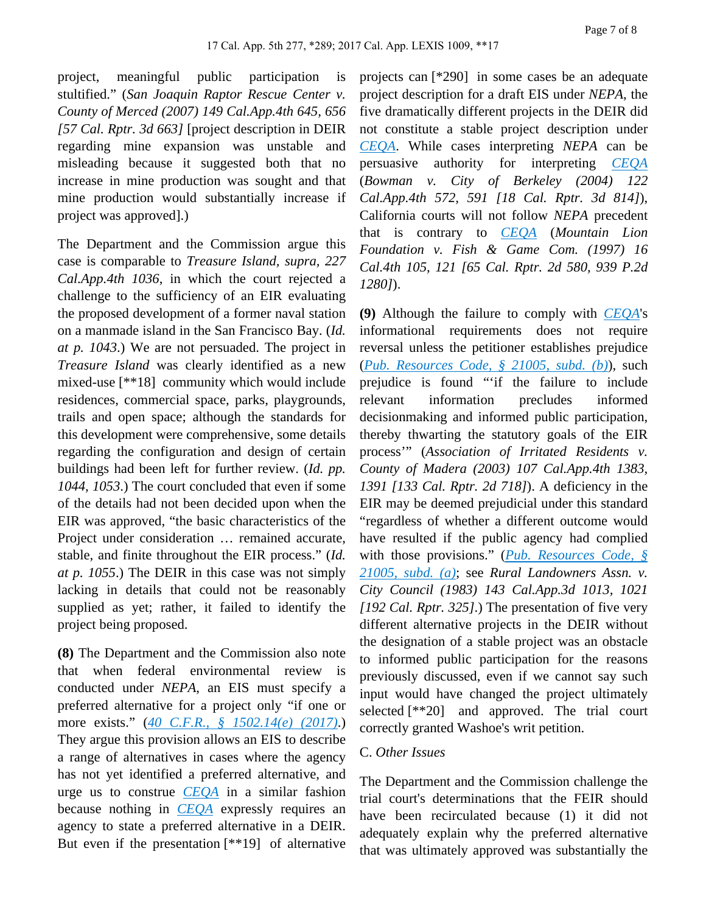project, meaningful public participation is stultified." (*San Joaquin Raptor Rescue Center v. County of Merced (2007) 149 Cal.App.4th 645, 656 [57 Cal. Rptr. 3d 663]* [project description in DEIR regarding mine expansion was unstable and misleading because it suggested both that no increase in mine production was sought and that mine production would substantially increase if project was approved].)

The Department and the Commission argue this case is comparable to *Treasure Island, supra, 227 Cal.App.4th 1036*, in which the court rejected a challenge to the sufficiency of an EIR evaluating the proposed development of a former naval station on a manmade island in the San Francisco Bay. (*Id. at p. 1043*.) We are not persuaded. The project in *Treasure Island* was clearly identified as a new mixed-use [**18] community which would include residences, commercial space, parks, playgrounds, trails and open space; although the standards for this development were comprehensive, some details regarding the configuration and design of certain buildings had been left for further review. (*Id. pp. 1044, 1053*.) The court concluded that even if some of the details had not been decided upon when the EIR was approved, "the basic characteristics of the Project under consideration … remained accurate, stable, and finite throughout the EIR process." (*Id. at p. 1055*.) The DEIR in this case was not simply lacking in details that could not be reasonably supplied as yet; rather, it failed to identify the project being proposed.

**(8)** The Department and the Commission also note that when federal environmental review is conducted under *NEPA*, an EIS must specify a preferred alternative for a project only "if one or more exists." (*40 C.F.R., § 1502.14(e) (2017)*.) They argue this provision allows an EIS to describe a range of alternatives in cases where the agency has not yet identified a preferred alternative, and urge us to construe *CEQA* in a similar fashion because nothing in *CEQA* expressly requires an agency to state a preferred alternative in a DEIR. But even if the presentation [**19] of alternative projects can [*290] in some cases be an adequate project description for a draft EIS under *NEPA*, the five dramatically different projects in the DEIR did not constitute a stable project description under *CEQA*. While cases interpreting *NEPA* can be persuasive authority for interpreting *CEQA* (*Bowman v. City of Berkeley (2004) 122 Cal.App.4th 572, 591 [18 Cal. Rptr. 3d 814]*), California courts will not follow *NEPA* precedent that is contrary to *CEQA* (*Mountain Lion Foundation v. Fish & Game Com. (1997) 16 Cal.4th 105, 121 [65 Cal. Rptr. 2d 580, 939 P.2d 1280]*).

**(9)** Although the failure to comply with *CEQA*'s informational requirements does not require reversal unless the petitioner establishes prejudice (*Pub. Resources Code, § 21005, subd. (b)*), such prejudice is found "'if the failure to include relevant information precludes informed decisionmaking and informed public participation, thereby thwarting the statutory goals of the EIR process'" (*Association of Irritated Residents v. County of Madera (2003) 107 Cal.App.4th 1383, 1391 [133 Cal. Rptr. 2d 718]*). A deficiency in the EIR may be deemed prejudicial under this standard "regardless of whether a different outcome would have resulted if the public agency had complied with those provisions." (*Pub. Resources Code, § 21005, subd. (a)*; see *Rural Landowners Assn. v. City Council (1983) 143 Cal.App.3d 1013, 1021 [192 Cal. Rptr. 325]*.) The presentation of five very different alternative projects in the DEIR without the designation of a stable project was an obstacle to informed public participation for the reasons previously discussed, even if we cannot say such input would have changed the project ultimately selected [**20] and approved. The trial court correctly granted Washoe's writ petition.

C. *Other Issues*

The Department and the Commission challenge the trial court's determinations that the FEIR should have been recirculated because (1) it did not adequately explain why the preferred alternative that was ultimately approved was substantially the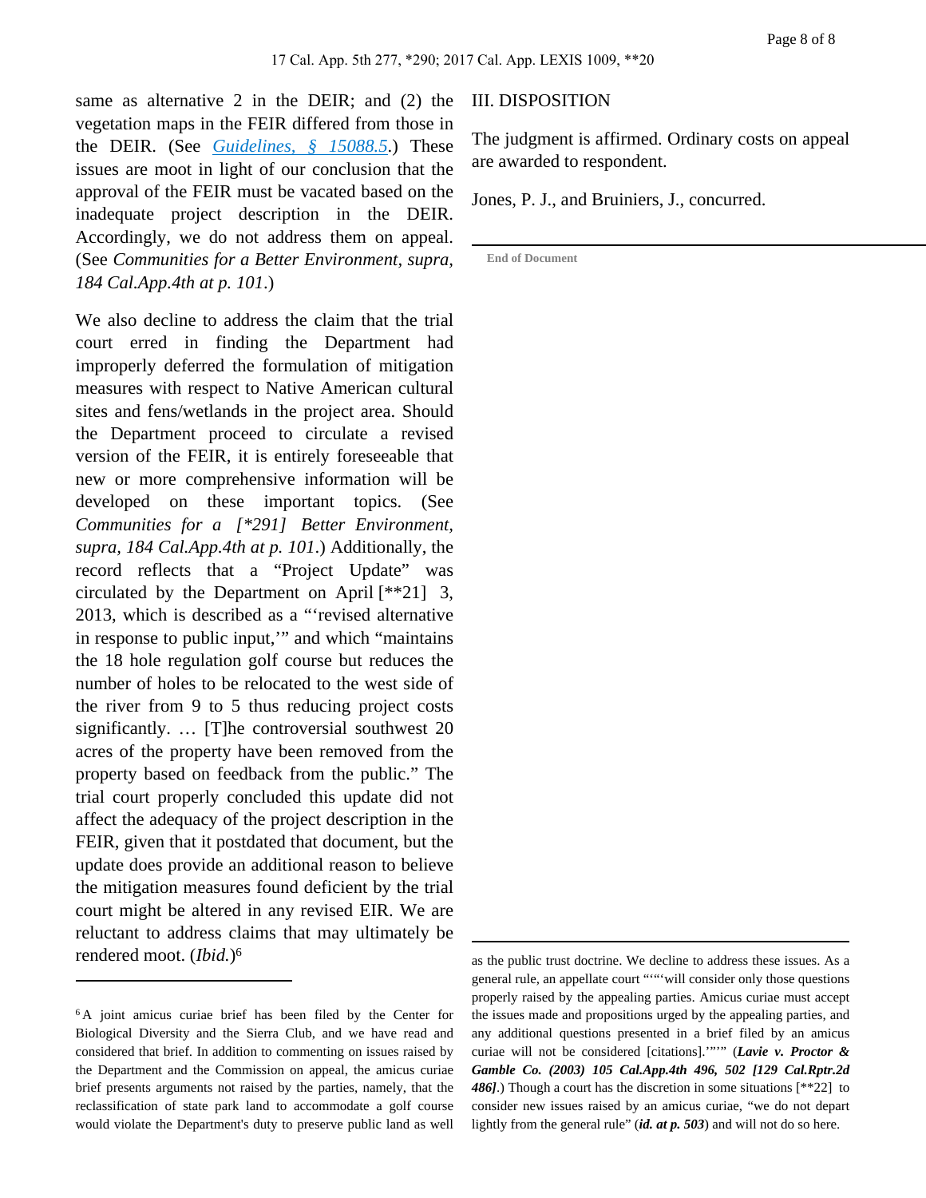same as alternative 2 in the DEIR; and (2) the vegetation maps in the FEIR differed from those in the DEIR. (See *Guidelines, § 15088.5*.) These issues are moot in light of our conclusion that the approval of the FEIR must be vacated based on the inadequate project description in the DEIR. Accordingly, we do not address them on appeal. (See *Communities for a Better Environment, supra, 184 Cal.App.4th at p. 101*.)

We also decline to address the claim that the trial court erred in finding the Department had improperly deferred the formulation of mitigation measures with respect to Native American cultural sites and fens/wetlands in the project area. Should the Department proceed to circulate a revised version of the FEIR, it is entirely foreseeable that new or more comprehensive information will be developed on these important topics. (See *Communities for a [*291] Better Environment, supra, 184 Cal.App.4th at p. 101*.) Additionally, the record reflects that a "Project Update" was circulated by the Department on April [**21] 3, 2013, which is described as a "'revised alternative in response to public input,'" and which "maintains the 18 hole regulation golf course but reduces the number of holes to be relocated to the west side of the river from 9 to 5 thus reducing project costs significantly. … [T]he controversial southwest 20 acres of the property have been removed from the property based on feedback from the public." The trial court properly concluded this update did not affect the adequacy of the project description in the FEIR, given that it postdated that document, but the update does provide an additional reason to believe the mitigation measures found deficient by the trial court might be altered in any revised EIR. We are reluctant to address claims that may ultimately be rendered moot. (*Ibid.*)[6]

## III. DISPOSITION

The judgment is affirmed. Ordinary costs on appeal are awarded to respondent.

Jones, P. J., and Bruiniers, J., concurred.

End of Document

---

[6] A joint amicus curiae brief has been filed by the Center for Biological Diversity and the Sierra Club, and we have read and considered that brief. In addition to commenting on issues raised by the Department and the Commission on appeal, the amicus curiae brief presents arguments not raised by the parties, namely, that the reclassification of state park land to accommodate a golf course would violate the Department's duty to preserve public land as well as the public trust doctrine. We decline to address these issues. As a general rule, an appellate court "'"'will consider only those questions properly raised by the appealing parties. Amicus curiae must accept the issues made and propositions urged by the appealing parties, and any additional questions presented in a brief filed by an amicus curiae will not be considered [citations].'"'" (***Lavie v. Proctor & Gamble Co. (2003) 105 Cal.App.4th 496, 502 [129 Cal.Rptr.2d 486]***.) Though a court has the discretion in some situations [**22] to consider new issues raised by an amicus curiae, "we do not depart lightly from the general rule" (***id. at p. 503***) and will not do so here.